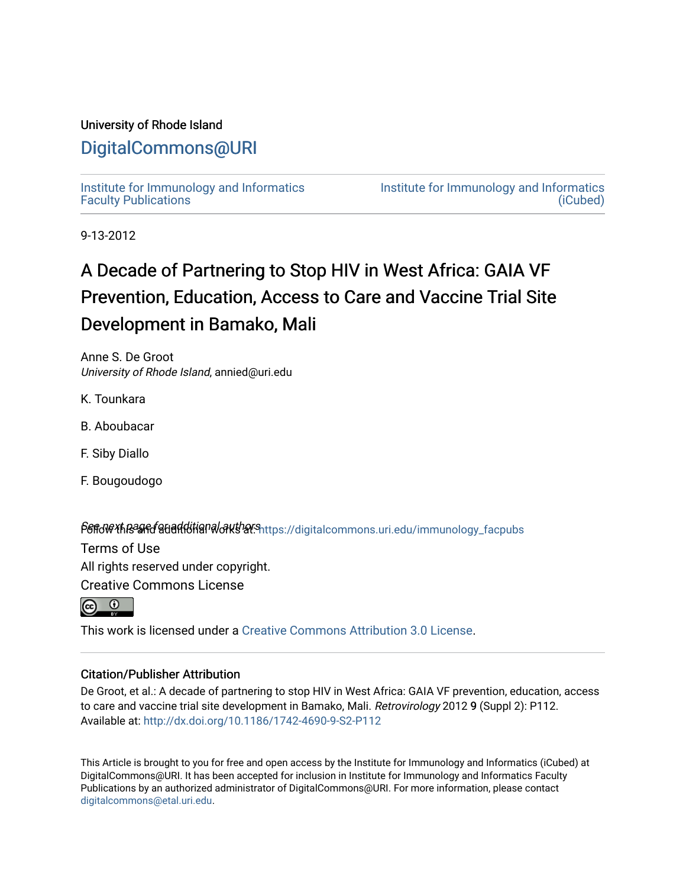University of Rhode Island

# DigitalCommons@URI

Institute for Immunology and Informatics Faculty Publications

Institute for Immunology and Informatics (iCubed)

9-13-2012

# A Decade of Partnering to Stop HIV in West Africa: GAIA VF Prevention, Education, Access to Care and Vaccine Trial Site Development in Bamako, Mali

Anne S. De Groot
*University of Rhode Island*, annied@uri.edu

K. Tounkara

B. Aboubacar

F. Siby Diallo

F. Bougoudogo

See next page for additional authors

Follow this and additional works at: https://digitalcommons.uri.edu/immunology_facpubs

Terms of Use
All rights reserved under copyright.

Creative Commons License

This work is licensed under a Creative Commons Attribution 3.0 License.

## Citation/Publisher Attribution

De Groot, et al.: A decade of partnering to stop HIV in West Africa: GAIA VF prevention, education, access to care and vaccine trial site development in Bamako, Mali. *Retrovirology* 2012 9 (Suppl 2): P112. Available at: http://dx.doi.org/10.1186/1742-4690-9-S2-P112

This Article is brought to you for free and open access by the Institute for Immunology and Informatics (iCubed) at DigitalCommons@URI. It has been accepted for inclusion in Institute for Immunology and Informatics Faculty Publications by an authorized administrator of DigitalCommons@URI. For more information, please contact digitalcommons@etal.uri.edu.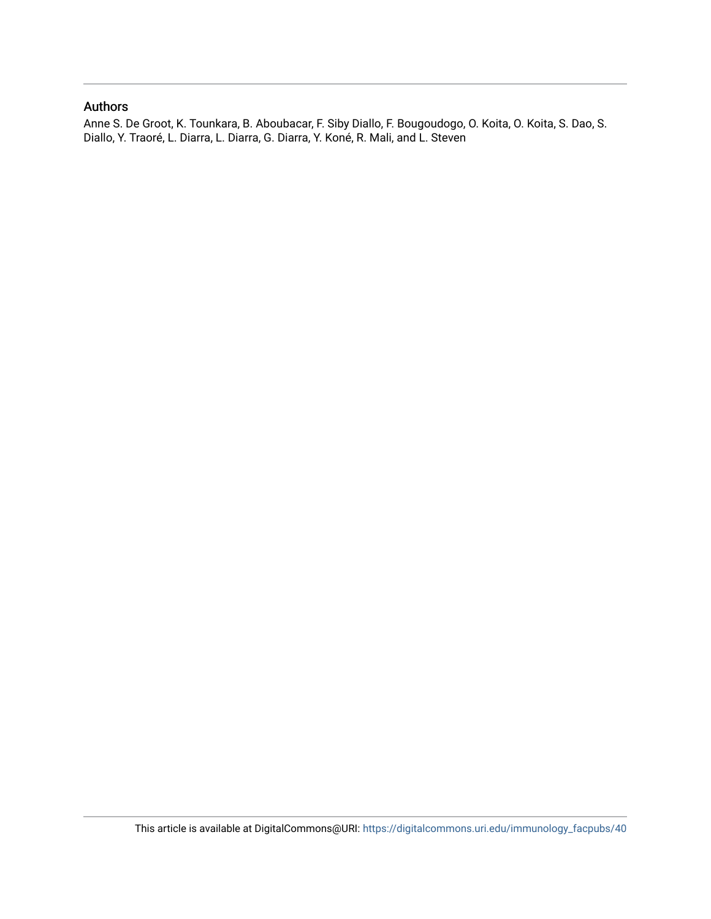## Authors

Anne S. De Groot, K. Tounkara, B. Aboubacar, F. Siby Diallo, F. Bougoudogo, O. Koita, O. Koita, S. Dao, S. Diallo, Y. Traoré, L. Diarra, L. Diarra, G. Diarra, Y. Koné, R. Mali, and L. Steven

This article is available at DigitalCommons@URI: https://digitalcommons.uri.edu/immunology_facpubs/40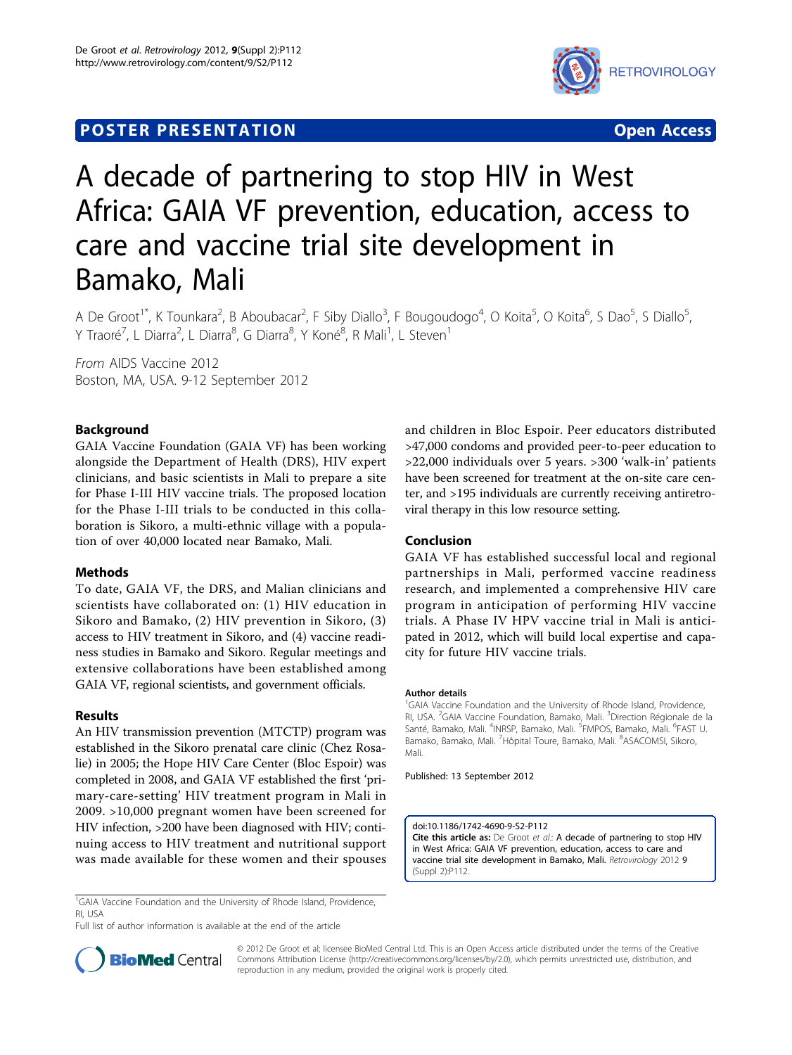POSTER PRESENTATION Open Access

# A decade of partnering to stop HIV in West Africa: GAIA VF prevention, education, access to care and vaccine trial site development in Bamako, Mali

A De Groot[1*], K Tounkara[2], B Aboubacar[2], F Siby Diallo[3], F Bougoudogo[4], O Koita[5], O Koita[6], S Dao[5], S Diallo[5], Y Traoré[7], L Diarra[2], L Diarra[8], G Diarra[8], Y Koné[8], R Mali[1], L Steven[1]

*From* AIDS Vaccine 2012
Boston, MA, USA. 9-12 September 2012

## Background

GAIA Vaccine Foundation (GAIA VF) has been working alongside the Department of Health (DRS), HIV expert clinicians, and basic scientists in Mali to prepare a site for Phase I-III HIV vaccine trials. The proposed location for the Phase I-III trials to be conducted in this collaboration is Sikoro, a multi-ethnic village with a population of over 40,000 located near Bamako, Mali.

## Methods

To date, GAIA VF, the DRS, and Malian clinicians and scientists have collaborated on: (1) HIV education in Sikoro and Bamako, (2) HIV prevention in Sikoro, (3) access to HIV treatment in Sikoro, and (4) vaccine readiness studies in Bamako and Sikoro. Regular meetings and extensive collaborations have been established among GAIA VF, regional scientists, and government officials.

## Results

An HIV transmission prevention (MTCTP) program was established in the Sikoro prenatal care clinic (Chez Rosalie) in 2005; the Hope HIV Care Center (Bloc Espoir) was completed in 2008, and GAIA VF established the first 'primary-care-setting' HIV treatment program in Mali in 2009. >10,000 pregnant women have been screened for HIV infection, >200 have been diagnosed with HIV; continuing access to HIV treatment and nutritional support was made available for these women and their spouses and children in Bloc Espoir. Peer educators distributed >47,000 condoms and provided peer-to-peer education to >22,000 individuals over 5 years. >300 'walk-in' patients have been screened for treatment at the on-site care center, and >195 individuals are currently receiving antiretroviral therapy in this low resource setting.

## Conclusion

GAIA VF has established successful local and regional partnerships in Mali, performed vaccine readiness research, and implemented a comprehensive HIV care program in anticipation of performing HIV vaccine trials. A Phase IV HPV vaccine trial in Mali is anticipated in 2012, which will build local expertise and capacity for future HIV vaccine trials.

### Author details

[1]GAIA Vaccine Foundation and the University of Rhode Island, Providence, RI, USA. [2]GAIA Vaccine Foundation, Bamako, Mali. [3]Direction Régionale de la Santé, Bamako, Mali. [4]INRSP, Bamako, Mali. [5]FMPOS, Bamako, Mali. [6]FAST U. Bamako, Bamako, Mali. [7]Hôpital Toure, Bamako, Mali. [8]ASACOMSI, Sikoro, Mali.

Published: 13 September 2012

doi:10.1186/1742-4690-9-S2-P112
**Cite this article as:** De Groot *et al.*: A decade of partnering to stop HIV in West Africa: GAIA VF prevention, education, access to care and vaccine trial site development in Bamako, Mali. *Retrovirology* 2012 9 (Suppl 2):P112.

[1]GAIA Vaccine Foundation and the University of Rhode Island, Providence, RI, USA
Full list of author information is available at the end of the article

© 2012 De Groot et al; licensee BioMed Central Ltd. This is an Open Access article distributed under the terms of the Creative Commons Attribution License (http://creativecommons.org/licenses/by/2.0), which permits unrestricted use, distribution, and reproduction in any medium, provided the original work is properly cited.